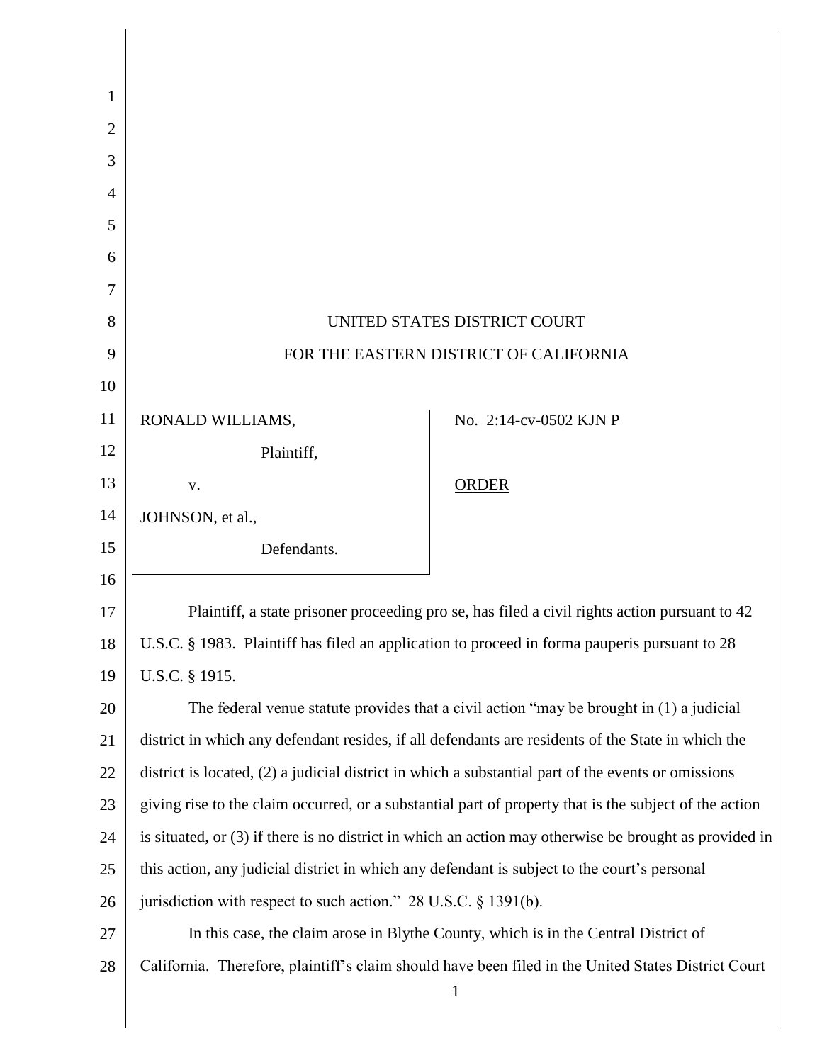UNITED STATES DISTRICT COURT

FOR THE EASTERN DISTRICT OF CALIFORNIA

| | |
|---|---|
| RONALD WILLIAMS,<br>Plaintiff,<br>v.<br>JOHNSON, et al.,<br>Defendants. | No. 2:14-cv-0502 KJN P<br><br>ORDER |

Plaintiff, a state prisoner proceeding pro se, has filed a civil rights action pursuant to 42 U.S.C. § 1983. Plaintiff has filed an application to proceed in forma pauperis pursuant to 28 U.S.C. § 1915.

The federal venue statute provides that a civil action "may be brought in (1) a judicial district in which any defendant resides, if all defendants are residents of the State in which the district is located, (2) a judicial district in which a substantial part of the events or omissions giving rise to the claim occurred, or a substantial part of property that is the subject of the action is situated, or (3) if there is no district in which an action may otherwise be brought as provided in this action, any judicial district in which any defendant is subject to the court's personal jurisdiction with respect to such action." 28 U.S.C. § 1391(b).

In this case, the claim arose in Blythe County, which is in the Central District of California. Therefore, plaintiff's claim should have been filed in the United States District Court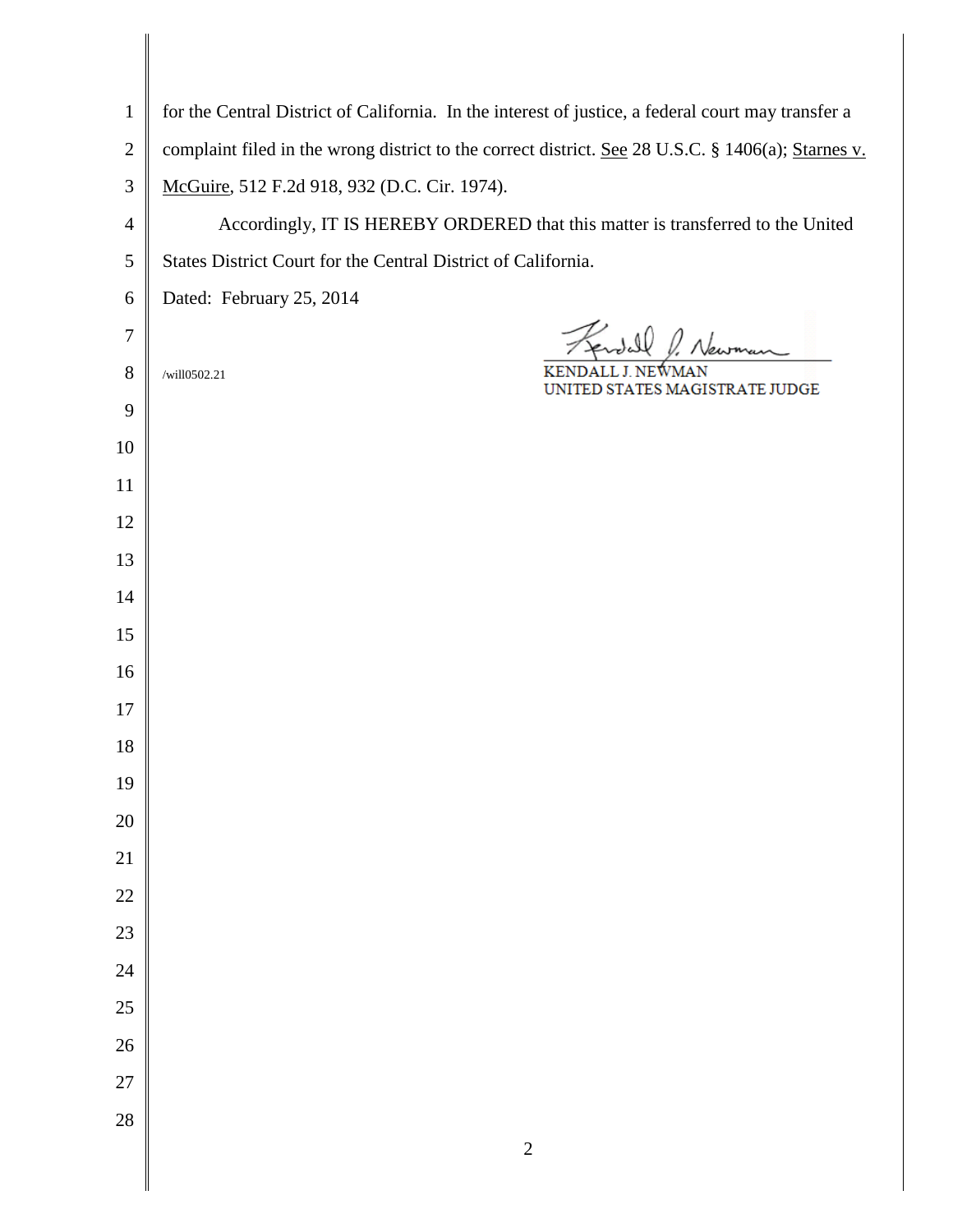for the Central District of California. In the interest of justice, a federal court may transfer a complaint filed in the wrong district to the correct district. See 28 U.S.C. § 1406(a); Starnes v. McGuire, 512 F.2d 918, 932 (D.C. Cir. 1974).

Accordingly, IT IS HEREBY ORDERED that this matter is transferred to the United States District Court for the Central District of California.

Dated: February 25, 2014

/will0502.21

KENDALL J. NEWMAN
UNITED STATES MAGISTRATE JUDGE